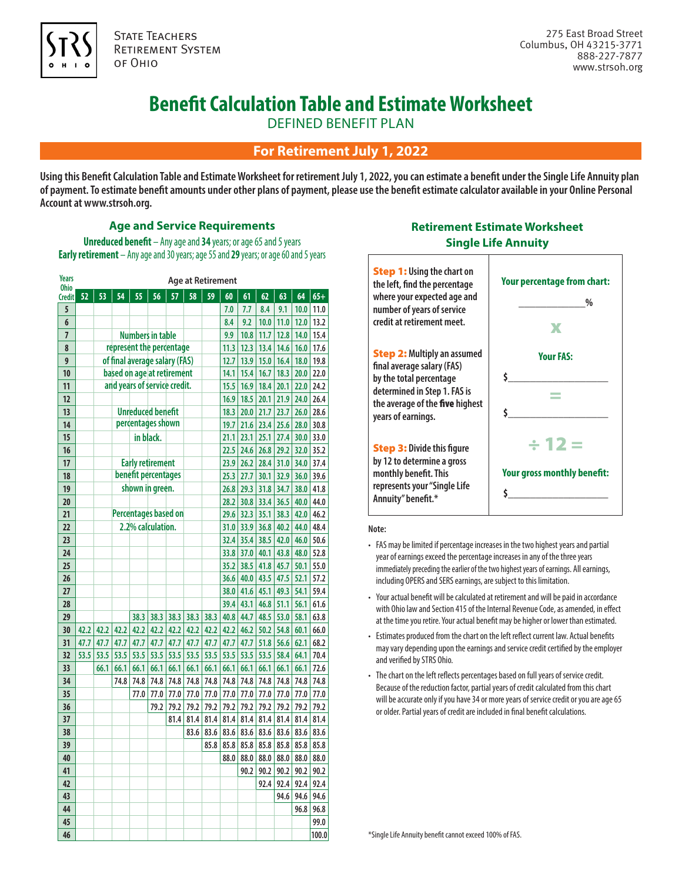State Teachers Retirement System of Ohio

275 East Broad Street
Columbus, OH 43215-3771
888-227-7877
www.strsoh.org

# Benefit Calculation Table and Estimate Worksheet

DEFINED BENEFIT PLAN

## For Retirement July 1, 2022

**Using this Benefit Calculation Table and Estimate Worksheet for retirement July 1, 2022, you can estimate a benefit under the Single Life Annuity plan of payment. To estimate benefit amounts under other plans of payment, please use the benefit estimate calculator available in your Online Personal Account at www.strsoh.org.**

### Age and Service Requirements

**Unreduced benefit** – Any age and **34** years; or age 65 and 5 years

**Early retirement** – Any age and 30 years; age 55 and **29** years; or age 60 and 5 years

| Years Ohio Credit | Age at Retirement | | | | | | | | | | | | | |
|---|---|---|---|---|---|---|---|---|---|---|---|---|---|---|
| | 52 | 53 | 54 | 55 | 56 | 57 | 58 | 59 | 60 | 61 | 62 | 63 | 64 | 65+ |
| 5 | | | | | | | | | 7.0 | 7.7 | 8.4 | 9.1 | 10.0 | 11.0 |
| 6 | | | | | | | | | 8.4 | 9.2 | 10.0 | 11.0 | 12.0 | 13.2 |
| 7 | | | | | | | | | 9.9 | 10.8 | 11.7 | 12.8 | 14.0 | 15.4 |
| 8 | | | | | | | | | 11.3 | 12.3 | 13.4 | 14.6 | 16.0 | 17.6 |
| 9 | | | | | | | | | 12.7 | 13.9 | 15.0 | 16.4 | 18.0 | 19.8 |
| 10 | | | | | | | | | 14.1 | 15.4 | 16.7 | 18.3 | 20.0 | 22.0 |
| 11 | | | | | | | | | 15.5 | 16.9 | 18.4 | 20.1 | 22.0 | 24.2 |
| 12 | | | | | | | | | 16.9 | 18.5 | 20.1 | 21.9 | 24.0 | 26.4 |
| 13 | | | | | | | | | 18.3 | 20.0 | 21.7 | 23.7 | 26.0 | 28.6 |
| 14 | | | | | | | | | 19.7 | 21.6 | 23.4 | 25.6 | 28.0 | 30.8 |
| 15 | | | | | | | | | 21.1 | 23.1 | 25.1 | 27.4 | 30.0 | 33.0 |
| 16 | | | | | | | | | 22.5 | 24.6 | 26.8 | 29.2 | 32.0 | 35.2 |
| 17 | | | | | | | | | 23.9 | 26.2 | 28.4 | 31.0 | 34.0 | 37.4 |
| 18 | | | | | | | | | 25.3 | 27.7 | 30.1 | 32.9 | 36.0 | 39.6 |
| 19 | | | | | | | | | 26.8 | 29.3 | 31.8 | 34.7 | 38.0 | 41.8 |
| 20 | | | | | | | | | 28.2 | 30.8 | 33.4 | 36.5 | 40.0 | 44.0 |
| 21 | | | | | | | | | 29.6 | 32.3 | 35.1 | 38.3 | 42.0 | 46.2 |
| 22 | | | | | | | | | 31.0 | 33.9 | 36.8 | 40.2 | 44.0 | 48.4 |
| 23 | | | | | | | | | 32.4 | 35.4 | 38.5 | 42.0 | 46.0 | 50.6 |
| 24 | | | | | | | | | 33.8 | 37.0 | 40.1 | 43.8 | 48.0 | 52.8 |
| 25 | | | | | | | | | 35.2 | 38.5 | 41.8 | 45.7 | 50.1 | 55.0 |
| 26 | | | | | | | | | 36.6 | 40.0 | 43.5 | 47.5 | 52.1 | 57.2 |
| 27 | | | | | | | | | 38.0 | 41.6 | 45.1 | 49.3 | 54.1 | 59.4 |
| 28 | | | | | | | | | 39.4 | 43.1 | 46.8 | 51.1 | 56.1 | 61.6 |
| 29 | | | | 38.3 | 38.3 | 38.3 | 38.3 | 38.3 | 40.8 | 44.7 | 48.5 | 53.0 | 58.1 | 63.8 |
| 30 | 42.2 | 42.2 | 42.2 | 42.2 | 42.2 | 42.2 | 42.2 | 42.2 | 42.2 | 46.2 | 50.2 | 54.8 | 60.1 | 66.0 |
| 31 | 47.7 | 47.7 | 47.7 | 47.7 | 47.7 | 47.7 | 47.7 | 47.7 | 47.7 | 47.7 | 51.8 | 56.6 | 62.1 | 68.2 |
| 32 | 53.5 | 53.5 | 53.5 | 53.5 | 53.5 | 53.5 | 53.5 | 53.5 | 53.5 | 53.5 | 53.5 | 58.4 | 64.1 | 70.4 |
| 33 | | 66.1 | 66.1 | 66.1 | 66.1 | 66.1 | 66.1 | 66.1 | 66.1 | 66.1 | 66.1 | 66.1 | 66.1 | 72.6 |
| 34 | | | 74.8 | 74.8 | 74.8 | 74.8 | 74.8 | 74.8 | 74.8 | 74.8 | 74.8 | 74.8 | 74.8 | 74.8 |
| 35 | | | | 77.0 | 77.0 | 77.0 | 77.0 | 77.0 | 77.0 | 77.0 | 77.0 | 77.0 | 77.0 | 77.0 |
| 36 | | | | | 79.2 | 79.2 | 79.2 | 79.2 | 79.2 | 79.2 | 79.2 | 79.2 | 79.2 | 79.2 |
| 37 | | | | | | 81.4 | 81.4 | 81.4 | 81.4 | 81.4 | 81.4 | 81.4 | 81.4 | 81.4 |
| 38 | | | | | | | 83.6 | 83.6 | 83.6 | 83.6 | 83.6 | 83.6 | 83.6 | 83.6 |
| 39 | | | | | | | | 85.8 | 85.8 | 85.8 | 85.8 | 85.8 | 85.8 | 85.8 |
| 40 | | | | | | | | | 88.0 | 88.0 | 88.0 | 88.0 | 88.0 | 88.0 |
| 41 | | | | | | | | | | 90.2 | 90.2 | 90.2 | 90.2 | 90.2 |
| 42 | | | | | | | | | | | 92.4 | 92.4 | 92.4 | 92.4 |
| 43 | | | | | | | | | | | | 94.6 | 94.6 | 94.6 |
| 44 | | | | | | | | | | | | | 96.8 | 96.8 |
| 45 | | | | | | | | | | | | | | 99.0 |
| 46 | | | | | | | | | | | | | | 100.0 |

Numbers in table represent the percentage of final average salary (FAS) based on age at retirement and years of service credit.

Unreduced benefit percentages shown in black.

Early retirement benefit percentages shown in green.

Percentages based on 2.2% calculation.

### Retirement Estimate Worksheet
### Single Life Annuity

**Step 1:** Using the chart on the left, find the percentage where your expected age and number of years of service credit at retirement meet.

**Your percentage from chart:** ____________%

x

**Step 2:** Multiply an assumed final average salary (FAS) by the total percentage determined in Step 1. FAS is the average of the **five** highest years of earnings.

**Your FAS:** $__________________

=

$__________________

**Step 3:** Divide this figure by 12 to determine a gross monthly benefit. This represents your "Single Life Annuity" benefit.*

÷ 12 =

**Your gross monthly benefit:** $__________________

**Note:**

- FAS may be limited if percentage increases in the two highest years and partial year of earnings exceed the percentage increases in any of the three years immediately preceding the earlier of the two highest years of earnings. All earnings, including OPERS and SERS earnings, are subject to this limitation.
- Your actual benefit will be calculated at retirement and will be paid in accordance with Ohio law and Section 415 of the Internal Revenue Code, as amended, in effect at the time you retire. Your actual benefit may be higher or lower than estimated.
- Estimates produced from the chart on the left reflect current law. Actual benefits may vary depending upon the earnings and service credit certified by the employer and verified by STRS Ohio.
- The chart on the left reflects percentages based on full years of service credit. Because of the reduction factor, partial years of credit calculated from this chart will be accurate only if you have 34 or more years of service credit or you are age 65 or older. Partial years of credit are included in final benefit calculations.

*Single Life Annuity benefit cannot exceed 100% of FAS.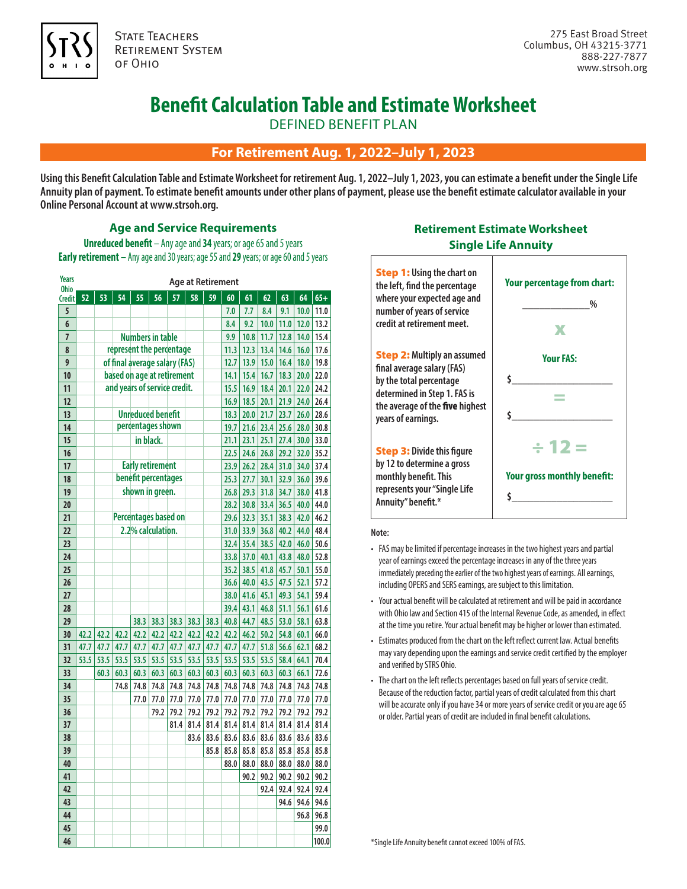# Benefit Calculation Table and Estimate Worksheet

DEFINED BENEFIT PLAN

## For Retirement Aug. 1, 2022–July 1, 2023

**Using this Benefit Calculation Table and Estimate Worksheet for retirement Aug. 1, 2022–July 1, 2023, you can estimate a benefit under the Single Life Annuity plan of payment. To estimate benefit amounts under other plans of payment, please use the benefit estimate calculator available in your Online Personal Account at www.strsoh.org.**

### Age and Service Requirements

**Unreduced benefit** – Any age and **34** years; or age 65 and 5 years

**Early retirement** – Any age and 30 years; age 55 and **29** years; or age 60 and 5 years

Numbers in table represent the percentage of final average salary (FAS) based on age at retirement and years of service credit.

Unreduced benefit percentages shown in black.

Early retirement benefit percentages shown in green.

Percentages based on 2.2% calculation.

| Years Ohio Credit | Age at Retirement | | | | | | | | | | | | | |
|---|---|---|---|---|---|---|---|---|---|---|---|---|---|---|
| | 52 | 53 | 54 | 55 | 56 | 57 | 58 | 59 | 60 | 61 | 62 | 63 | 64 | 65+ |
| 5 | | | | | | | | | 7.0 | 7.7 | 8.4 | 9.1 | 10.0 | 11.0 |
| 6 | | | | | | | | | 8.4 | 9.2 | 10.0 | 11.0 | 12.0 | 13.2 |
| 7 | | | | | | | | | 9.9 | 10.8 | 11.7 | 12.8 | 14.0 | 15.4 |
| 8 | | | | | | | | | 11.3 | 12.3 | 13.4 | 14.6 | 16.0 | 17.6 |
| 9 | | | | | | | | | 12.7 | 13.9 | 15.0 | 16.4 | 18.0 | 19.8 |
| 10 | | | | | | | | | 14.1 | 15.4 | 16.7 | 18.3 | 20.0 | 22.0 |
| 11 | | | | | | | | | 15.5 | 16.9 | 18.4 | 20.1 | 22.0 | 24.2 |
| 12 | | | | | | | | | 16.9 | 18.5 | 20.1 | 21.9 | 24.0 | 26.4 |
| 13 | | | | | | | | | 18.3 | 20.0 | 21.7 | 23.7 | 26.0 | 28.6 |
| 14 | | | | | | | | | 19.7 | 21.6 | 23.4 | 25.6 | 28.0 | 30.8 |
| 15 | | | | | | | | | 21.1 | 23.1 | 25.1 | 27.4 | 30.0 | 33.0 |
| 16 | | | | | | | | | 22.5 | 24.6 | 26.8 | 29.2 | 32.0 | 35.2 |
| 17 | | | | | | | | | 23.9 | 26.2 | 28.4 | 31.0 | 34.0 | 37.4 |
| 18 | | | | | | | | | 25.3 | 27.7 | 30.1 | 32.9 | 36.0 | 39.6 |
| 19 | | | | | | | | | 26.8 | 29.3 | 31.8 | 34.7 | 38.0 | 41.8 |
| 20 | | | | | | | | | 28.2 | 30.8 | 33.4 | 36.5 | 40.0 | 44.0 |
| 21 | | | | | | | | | 29.6 | 32.3 | 35.1 | 38.3 | 42.0 | 46.2 |
| 22 | | | | | | | | | 31.0 | 33.9 | 36.8 | 40.2 | 44.0 | 48.4 |
| 23 | | | | | | | | | 32.4 | 35.4 | 38.5 | 42.0 | 46.0 | 50.6 |
| 24 | | | | | | | | | 33.8 | 37.0 | 40.1 | 43.8 | 48.0 | 52.8 |
| 25 | | | | | | | | | 35.2 | 38.5 | 41.8 | 45.7 | 50.1 | 55.0 |
| 26 | | | | | | | | | 36.6 | 40.0 | 43.5 | 47.5 | 52.1 | 57.2 |
| 27 | | | | | | | | | 38.0 | 41.6 | 45.1 | 49.3 | 54.1 | 59.4 |
| 28 | | | | | | | | | 39.4 | 43.1 | 46.8 | 51.1 | 56.1 | 61.6 |
| 29 | | | | 38.3 | 38.3 | 38.3 | 38.3 | 38.3 | 40.8 | 44.7 | 48.5 | 53.0 | 58.1 | 63.8 |
| 30 | 42.2 | 42.2 | 42.2 | 42.2 | 42.2 | 42.2 | 42.2 | 42.2 | 42.2 | 46.2 | 50.2 | 54.8 | 60.1 | 66.0 |
| 31 | 47.7 | 47.7 | 47.7 | 47.7 | 47.7 | 47.7 | 47.7 | 47.7 | 47.7 | 47.7 | 51.8 | 56.6 | 62.1 | 68.2 |
| 32 | 53.5 | 53.5 | 53.5 | 53.5 | 53.5 | 53.5 | 53.5 | 53.5 | 53.5 | 53.5 | 53.5 | 58.4 | 64.1 | 70.4 |
| 33 | | 60.3 | 60.3 | 60.3 | 60.3 | 60.3 | 60.3 | 60.3 | 60.3 | 60.3 | 60.3 | 60.3 | 66.1 | 72.6 |
| 34 | | | 74.8 | 74.8 | 74.8 | 74.8 | 74.8 | 74.8 | 74.8 | 74.8 | 74.8 | 74.8 | 74.8 | 74.8 |
| 35 | | | | 77.0 | 77.0 | 77.0 | 77.0 | 77.0 | 77.0 | 77.0 | 77.0 | 77.0 | 77.0 | 77.0 |
| 36 | | | | | 79.2 | 79.2 | 79.2 | 79.2 | 79.2 | 79.2 | 79.2 | 79.2 | 79.2 | 79.2 |
| 37 | | | | | | 81.4 | 81.4 | 81.4 | 81.4 | 81.4 | 81.4 | 81.4 | 81.4 | 81.4 |
| 38 | | | | | | | 83.6 | 83.6 | 83.6 | 83.6 | 83.6 | 83.6 | 83.6 | 83.6 |
| 39 | | | | | | | | 85.8 | 85.8 | 85.8 | 85.8 | 85.8 | 85.8 | 85.8 |
| 40 | | | | | | | | | 88.0 | 88.0 | 88.0 | 88.0 | 88.0 | 88.0 |
| 41 | | | | | | | | | | 90.2 | 90.2 | 90.2 | 90.2 | 90.2 |
| 42 | | | | | | | | | | | 92.4 | 92.4 | 92.4 | 92.4 |
| 43 | | | | | | | | | | | | 94.6 | 94.6 | 94.6 |
| 44 | | | | | | | | | | | | | 96.8 | 96.8 |
| 45 | | | | | | | | | | | | | | 99.0 |
| 46 | | | | | | | | | | | | | | 100.0 |

### Retirement Estimate Worksheet
### Single Life Annuity

| | |
|---|---|
| **Step 1:** Using the chart on the left, find the percentage where your expected age and number of years of service credit at retirement meet. | **Your percentage from chart:** ____________% |
| | **x** |
| **Step 2:** Multiply an assumed final average salary (FAS) by the total percentage determined in Step 1. FAS is the average of the **five** highest years of earnings. | **Your FAS:** $__________________ |
| | **=** |
| | $__________________ |
| **Step 3:** Divide this figure by 12 to determine a gross monthly benefit. This represents your "Single Life Annuity" benefit.* | **÷ 12 =** |
| | **Your gross monthly benefit:** $__________________ |

**Note:**

- FAS may be limited if percentage increases in the two highest years and partial year of earnings exceed the percentage increases in any of the three years immediately preceding the earlier of the two highest years of earnings. All earnings, including OPERS and SERS earnings, are subject to this limitation.
- Your actual benefit will be calculated at retirement and will be paid in accordance with Ohio law and Section 415 of the Internal Revenue Code, as amended, in effect at the time you retire. Your actual benefit may be higher or lower than estimated.
- Estimates produced from the chart on the left reflect current law. Actual benefits may vary depending upon the earnings and service credit certified by the employer and verified by STRS Ohio.
- The chart on the left reflects percentages based on full years of service credit. Because of the reduction factor, partial years of credit calculated from this chart will be accurate only if you have 34 or more years of service credit or you are age 65 or older. Partial years of credit are included in final benefit calculations.

*Single Life Annuity benefit cannot exceed 100% of FAS.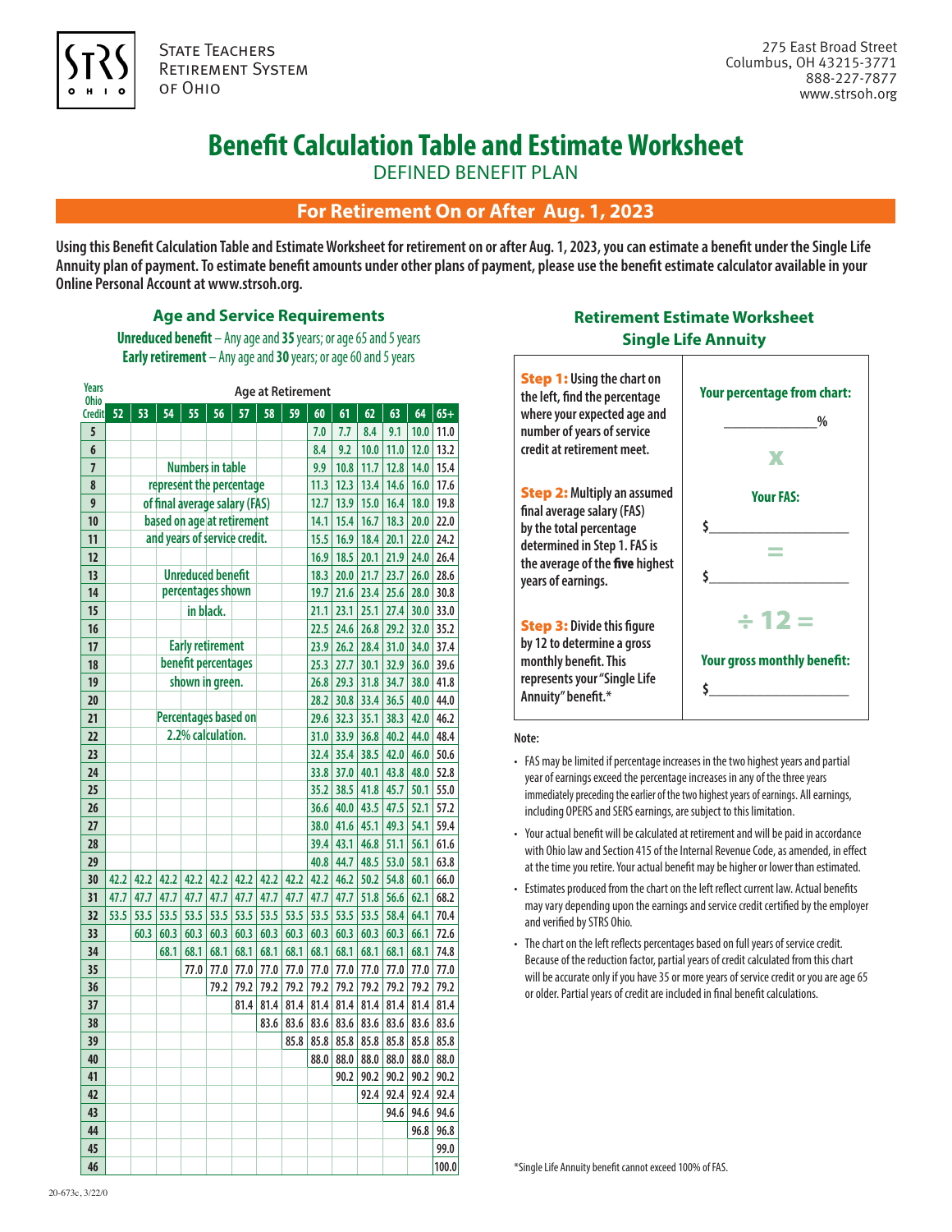State Teachers Retirement System of Ohio

275 East Broad Street
Columbus, OH 43215-3771
888-227-7877
www.strsoh.org

# Benefit Calculation Table and Estimate Worksheet

DEFINED BENEFIT PLAN

## For Retirement On or After Aug. 1, 2023

**Using this Benefit Calculation Table and Estimate Worksheet for retirement on or after Aug. 1, 2023, you can estimate a benefit under the Single Life Annuity plan of payment. To estimate benefit amounts under other plans of payment, please use the benefit estimate calculator available in your Online Personal Account at www.strsoh.org.**

### Age and Service Requirements

**Unreduced benefit** – Any age and **35** years; or age 65 and 5 years
**Early retirement** – Any age and **30** years; or age 60 and 5 years

Numbers in table represent the percentage of final average salary (FAS) based on age at retirement and years of service credit.

Unreduced benefit percentages shown in black.

Early retirement benefit percentages shown in green.

Percentages based on 2.2% calculation.

| Years Ohio Credit | Age at Retirement | | | | | | | | | | | | | |
|---|---|---|---|---|---|---|---|---|---|---|---|---|---|---|
| | 52 | 53 | 54 | 55 | 56 | 57 | 58 | 59 | 60 | 61 | 62 | 63 | 64 | 65+ |
| 5 | | | | | | | | | 7.0 | 7.7 | 8.4 | 9.1 | 10.0 | 11.0 |
| 6 | | | | | | | | | 8.4 | 9.2 | 10.0 | 11.0 | 12.0 | 13.2 |
| 7 | | | | | | | | | 9.9 | 10.8 | 11.7 | 12.8 | 14.0 | 15.4 |
| 8 | | | | | | | | | 11.3 | 12.3 | 13.4 | 14.6 | 16.0 | 17.6 |
| 9 | | | | | | | | | 12.7 | 13.9 | 15.0 | 16.4 | 18.0 | 19.8 |
| 10 | | | | | | | | | 14.1 | 15.4 | 16.7 | 18.3 | 20.0 | 22.0 |
| 11 | | | | | | | | | 15.5 | 16.9 | 18.4 | 20.1 | 22.0 | 24.2 |
| 12 | | | | | | | | | 16.9 | 18.5 | 20.1 | 21.9 | 24.0 | 26.4 |
| 13 | | | | | | | | | 18.3 | 20.0 | 21.7 | 23.7 | 26.0 | 28.6 |
| 14 | | | | | | | | | 19.7 | 21.6 | 23.4 | 25.6 | 28.0 | 30.8 |
| 15 | | | | | | | | | 21.1 | 23.1 | 25.1 | 27.4 | 30.0 | 33.0 |
| 16 | | | | | | | | | 22.5 | 24.6 | 26.8 | 29.2 | 32.0 | 35.2 |
| 17 | | | | | | | | | 23.9 | 26.2 | 28.4 | 31.0 | 34.0 | 37.4 |
| 18 | | | | | | | | | 25.3 | 27.7 | 30.1 | 32.9 | 36.0 | 39.6 |
| 19 | | | | | | | | | 26.8 | 29.3 | 31.8 | 34.7 | 38.0 | 41.8 |
| 20 | | | | | | | | | 28.2 | 30.8 | 33.4 | 36.5 | 40.0 | 44.0 |
| 21 | | | | | | | | | 29.6 | 32.3 | 35.1 | 38.3 | 42.0 | 46.2 |
| 22 | | | | | | | | | 31.0 | 33.9 | 36.8 | 40.2 | 44.0 | 48.4 |
| 23 | | | | | | | | | 32.4 | 35.4 | 38.5 | 42.0 | 46.0 | 50.6 |
| 24 | | | | | | | | | 33.8 | 37.0 | 40.1 | 43.8 | 48.0 | 52.8 |
| 25 | | | | | | | | | 35.2 | 38.5 | 41.8 | 45.7 | 50.1 | 55.0 |
| 26 | | | | | | | | | 36.6 | 40.0 | 43.5 | 47.5 | 52.1 | 57.2 |
| 27 | | | | | | | | | 38.0 | 41.6 | 45.1 | 49.3 | 54.1 | 59.4 |
| 28 | | | | | | | | | 39.4 | 43.1 | 46.8 | 51.1 | 56.1 | 61.6 |
| 29 | | | | | | | | | 40.8 | 44.7 | 48.5 | 53.0 | 58.1 | 63.8 |
| 30 | 42.2 | 42.2 | 42.2 | 42.2 | 42.2 | 42.2 | 42.2 | 42.2 | 42.2 | 46.2 | 50.2 | 54.8 | 60.1 | 66.0 |
| 31 | 47.7 | 47.7 | 47.7 | 47.7 | 47.7 | 47.7 | 47.7 | 47.7 | 47.7 | 47.7 | 51.8 | 56.6 | 62.1 | 68.2 |
| 32 | 53.5 | 53.5 | 53.5 | 53.5 | 53.5 | 53.5 | 53.5 | 53.5 | 53.5 | 53.5 | 53.5 | 58.4 | 64.1 | 70.4 |
| 33 | | 60.3 | 60.3 | 60.3 | 60.3 | 60.3 | 60.3 | 60.3 | 60.3 | 60.3 | 60.3 | 60.3 | 66.1 | 72.6 |
| 34 | | | 68.1 | 68.1 | 68.1 | 68.1 | 68.1 | 68.1 | 68.1 | 68.1 | 68.1 | 68.1 | 68.1 | 74.8 |
| 35 | | | | 77.0 | 77.0 | 77.0 | 77.0 | 77.0 | 77.0 | 77.0 | 77.0 | 77.0 | 77.0 | 77.0 |
| 36 | | | | | 79.2 | 79.2 | 79.2 | 79.2 | 79.2 | 79.2 | 79.2 | 79.2 | 79.2 | 79.2 |
| 37 | | | | | | 81.4 | 81.4 | 81.4 | 81.4 | 81.4 | 81.4 | 81.4 | 81.4 | 81.4 |
| 38 | | | | | | | 83.6 | 83.6 | 83.6 | 83.6 | 83.6 | 83.6 | 83.6 | 83.6 |
| 39 | | | | | | | | 85.8 | 85.8 | 85.8 | 85.8 | 85.8 | 85.8 | 85.8 |
| 40 | | | | | | | | | 88.0 | 88.0 | 88.0 | 88.0 | 88.0 | 88.0 |
| 41 | | | | | | | | | | 90.2 | 90.2 | 90.2 | 90.2 | 90.2 |
| 42 | | | | | | | | | | | 92.4 | 92.4 | 92.4 | 92.4 |
| 43 | | | | | | | | | | | | 94.6 | 94.6 | 94.6 |
| 44 | | | | | | | | | | | | | 96.8 | 96.8 |
| 45 | | | | | | | | | | | | | | 99.0 |
| 46 | | | | | | | | | | | | | | 100.0 |

### Retirement Estimate Worksheet
### Single Life Annuity

| | |
|---|---|
| **Step 1:** Using the chart on the left, find the percentage where your expected age and number of years of service credit at retirement meet. | **Your percentage from chart:** ____________% |
| | **x** |
| **Step 2:** Multiply an assumed final average salary (FAS) by the total percentage determined in Step 1. FAS is the average of the **five** highest years of earnings. | **Your FAS:** $____________________ |
| | **=** |
| | $____________________ |
| **Step 3:** Divide this figure by 12 to determine a gross monthly benefit. This represents your "Single Life Annuity" benefit.* | **÷ 12 =** |
| | **Your gross monthly benefit:** $____________________ |

**Note:**

- FAS may be limited if percentage increases in the two highest years and partial year of earnings exceed the percentage increases in any of the three years immediately preceding the earlier of the two highest years of earnings. All earnings, including OPERS and SERS earnings, are subject to this limitation.
- Your actual benefit will be calculated at retirement and will be paid in accordance with Ohio law and Section 415 of the Internal Revenue Code, as amended, in effect at the time you retire. Your actual benefit may be higher or lower than estimated.
- Estimates produced from the chart on the left reflect current law. Actual benefits may vary depending upon the earnings and service credit certified by the employer and verified by STRS Ohio.
- The chart on the left reflects percentages based on full years of service credit. Because of the reduction factor, partial years of credit calculated from this chart will be accurate only if you have 35 or more years of service credit or you are age 65 or older. Partial years of credit are included in final benefit calculations.

*Single Life Annuity benefit cannot exceed 100% of FAS.

20-673c, 3/22/0